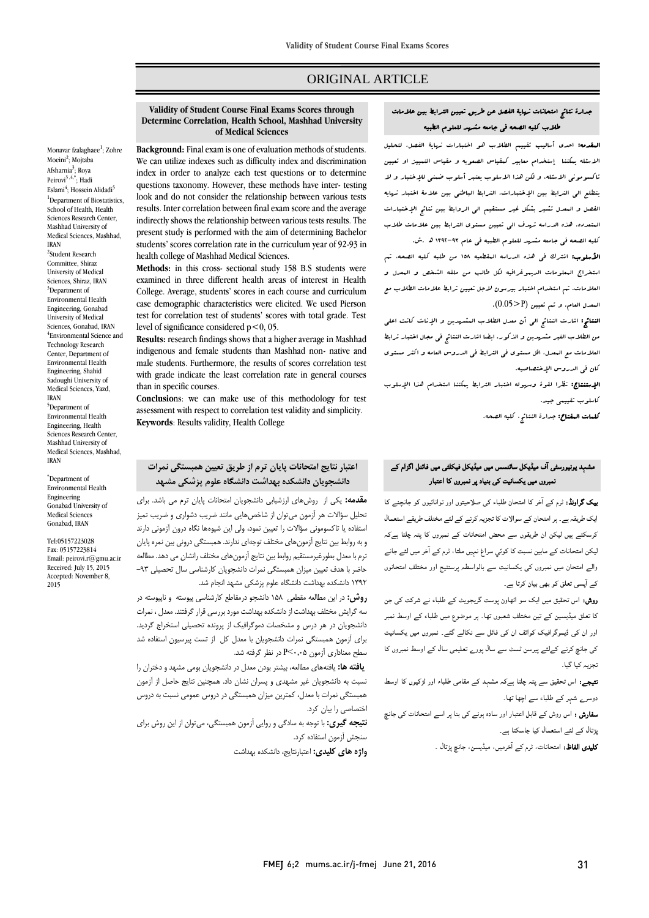ORIGINAL ARTICLE

## Validity of Student Course Final Exams Scores through Determine Correlation, Health School, Mashhad University of Medical Sciences

Monavar fzalaghaee[1]; Zohre Moeini[2]; Mojtaba Afsharnia[3]; Roya Peirovi[3,4,*]; Hadi Eslami[4]; Hossein Alidadi[5]

[1]Department of Biostatistics, School of Health, Health Sciences Research Center, Mashhad University of Medical Sciences, Mashhad, IRAN

[2]Student Research Committee, Shiraz University of Medical Sciences, Shiraz, IRAN

[3]Department of Environmental Health Engineering, Gonabad University of Medical Sciences, Gonabad, IRAN

[4]Environmental Science and Technology Research Center, Department of Environmental Health Engineering, Shahid Sadoughi University of Medical Sciences, Yazd, IRAN

[5]Department of Environmental Health Engineering, Health Sciences Research Center, Mashhad University of Medical Sciences, Mashhad, IRAN

[*]Department of Environmental Health Engineering Gonabad University of Medical Sciences Gonabad, IRAN

Tel:05157223028
Fax: 05157223814
Email: peirovi.r@gmu.ac.ir
Received: July 15, 2015
Accepted: November 8, 2015

**Background:** Final exam is one of evaluation methods of students. We can utilize indexes such as difficulty index and discrimination index in order to analyze each test questions or to determine questions taxonomy. However, these methods have inter- testing look and do not consider the relationship between various tests results. Inter correlation between final exam score and the average indirectly shows the relationship between various tests results. The present study is performed with the aim of determining Bachelor students' scores correlation rate in the curriculum year of 92-93 in health college of Mashhad Medical Sciences.

**Methods:** in this cross- sectional study 158 B.S students were examined in three different health areas of interest in Health College. Average, students' scores in each course and curriculum case demographic characteristics were elicited. We used Pierson test for correlation test of students' scores with total grade. Test level of significance considered p<0, 05.

**Results:** research findings shows that a higher average in Mashhad indigenous and female students than Mashhad non- native and male students. Furthermore, the results of scores correlation test with grade indicate the least correlation rate in general courses than in specific courses.

**Conclusion**s: we can make use of this methodology for test assessment with respect to correlation test validity and simplicity.

**Keywords**: Results validity, Health College

## جدارة نتائج امتحانات نهاية الفصل عن طريق تعيين الترابط بين علامات طلاب كلية الصحه في جامعه مشهد للعلوم الطبيه

**المقدمه:** احدى أساليب تقييم الطلاب هو اختبارات نهاية الفصل. لتحليل الاسئله يمكننا إستخدام معايير كمقياس الصعوبه و مقياس التمييز او تعيين تاكسونومي الاسئله. و لكن هذا الاسلوب يعتبر أسلوب ضمني للإختبار و لا يتطلع الى الترابط بين الإختبارات. الترابط الباطني بين علامة اختبار نهايه الفصل و المعدل تشير بشكل غير مستقيم الى الروابط بين نتائج الإختبارات المتعدده. هذه الدراسه تهدف الى تعيين مستوى الترابط بين علامات طلاب كليه الصحه في جامعه مشهد للعلوم الطبيه في عام ۹۳-۱۳۹۲ هـ .ش.

**الأسلوب:** اشترك في هذه الدراسه المقطعيه ۱۵۸ من طلبه كليه الصحه. تم استخراج المعلومات الديموغرافيه لكل طالب من ملفه الشخصي و المعدل و العلامات. ثم استخدام اختبار بيرسون لاجل تعيين ترابط علامات الطلاب مع المعدل العام. و تم تعيين (P<0.05).

**النتائج:** اشارت النتائج الى أن معدل الطلاب المشهديين و الإناث كانت اعلى من الطلاب غير مشهديين و الذكور. ايضا اشارت النتائج في مجال اختبار ترابط العلامات مع المعدل، اقل مستوى في الترابط في الدروس العامه و اكثر مستوى كان في الدروس الإختصاصيه.

**الإستنتاج:** نظرا لقوة وسهوله اختبار الترابط يمكننا استخدام هذا الإسلوب كاسلوب تقييمي جيد.

**كلمات المفتاح:** جدارة النتائج، كليه الصحه.

## اعتبار نتايج امتحانات پايان ترم از طريق تعيين همبستگی نمرات دانشجويان دانشكده بهداشت دانشگاه علوم پزشكی مشهد

**مقدمه:** يكی از روش‌های ارزشيابی دانشجويان امتحانات پايان ترم می باشد. برای تحليل سؤالات هر آزمون می‌توان از شاخص‌هايی مانند ضريب دشواری و ضريب تميز استفاده يا تاكسونومی سؤالات را تعيين نمود، ولی اين شيوه‌ها نگاه درون آزمونی دارند و به روابط بين نتايج آزمون‌های مختلف توجه‌ای ندارند. همبستگی درونی بين نمره پايان ترم با معدل بطورغيرمستقيم روابط بين نتايج آزمون‌های مختلف رانشان می دهد. مطالعه حاضر با هدف تعيين ميزان همبستگی نمرات دانشجويان كارشناسی سال تحصيلی ۹۳-۱۳۹۲ دانشكده بهداشت دانشگاه علوم پزشكی مشهد انجام شد.

**روش:** در اين مطالعه مقطعی ۱۵۸ دانشجو درمقاطع كارشناسی پيوسته و ناپيوسته در سه گرايش مختلف بهداشت از دانشكده بهداشت مورد بررسی قرار گرفتند. معدل ، نمرات دانشجويان در هر درس و مشخصات دموگرافيک از پرونده تحصيلی استخراج گرديد. برای آزمون همبستگی نمرات دانشجويان با معدل كل از تست پيرسون استفاده شد سطح معناداری آزمون P<۰,۰۵ در نظر گرفته شد.

**يافته ها:** يافته‌های مطالعه، بيشتر بودن معدل در دانشجويان بومی مشهد و دختران را نسبت به دانشجويان غير مشهدی و پسران نشان داد. همچنين نتايج حاصل از آزمون همبستگی نمرات با معدل، كمترين ميزان همبستگی در دروس عمومی نسبت به دروس اختصاصی را بيان كرد.

**نتيجه گيری:** با توجه به سادگی و روايی آزمون همبستگی، می‌توان از اين روش برای سنجش آزمون استفاده كرد.

**واژه های كليدی:** اعتبارنتايج، دانشكده بهداشت

## مشہد یونیورسٹی آف میڈیکل سائنسس میں میڈیکل فیکلٹی میں فائنل اگزام کے نمبروں میں یکسانیت کی بنیاد پر نمبروں کا اعتبار

**بیک گراونڈ:** ٹرم کے آخر کا امتحان طلباء کی صلاحیتوں اور توانائیوں کو جانچنے کا ایک طریقہ ہے۔ ہر امتحان کے سوالات کا تجزیہ کرنے کے لئے مختلف طریقے استعمال کرسکتے ہیں لیکن ان طریقوں سے محض امتحانات کے نمبروں کا پتہ چلتا ہےکہ لیکن امتحانات کے مابین نسبت کا کوئي سراغ نہیں ملتا، ٹرم کے آخر میں لئے جانے والے امتحان میں نمبروں کی یکسانیت سے بالواسطہ پرسنٹیج اور مختلف امتحانوں کے آپسی تعلق کو بھی بیان کرتا ہے۔

**روش:** اس تحقیق میں ایک سو اٹھاون پوسٹ گریجویٹ کے طلباء نے شرکت کی جن کا تعلق میڈیسین کے تین مختلف شعبوں تھا۔ ہر موضوع میں طلباء کے اوسط نمبر اور ان کی ڈیموگرافیک کوائف ان کی فائل سے نکالے گئے۔ نمبروں میں یکسانیت کی جانچ کرنے کےلئے پیرسن ٹسٹ سے سال پورے تعلیمی سال کے اوسط نمبروں کا تجزیہ کیا گيا۔

**نتیجے:** اس تحقیق سے پتہ چلتا ہےکہ مشہد کے مقامی طلباء اور لڑکیوں کا اوسط دوسرے شہر کے طلباء سے اچھا تھا۔

**سفارش :** اس روش کے قابل اعتبار اور سادہ ہونے کی بنا پر اسے امتحانات کی جانچ پڑتال کے لئے استعمال کیا جاسکتا ہے۔

**کلیدی الفاظ:** امتحانات، ٹرم کے آخرمیں، میڈیسن، جانچ پڑتال ۔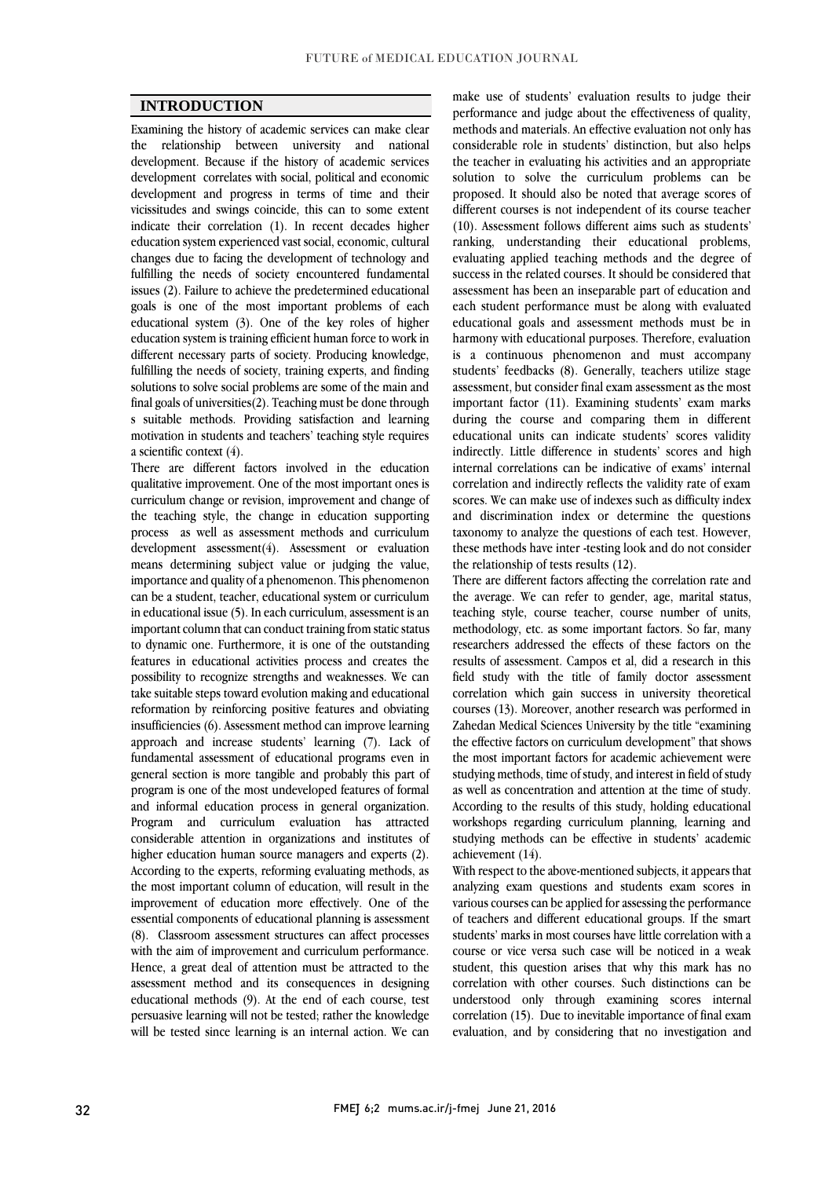## INTRODUCTION

Examining the history of academic services can make clear the relationship between university and national development. Because if the history of academic services development correlates with social, political and economic development and progress in terms of time and their vicissitudes and swings coincide, this can to some extent indicate their correlation (1). In recent decades higher education system experienced vast social, economic, cultural changes due to facing the development of technology and fulfilling the needs of society encountered fundamental issues (2). Failure to achieve the predetermined educational goals is one of the most important problems of each educational system (3). One of the key roles of higher education system is training efficient human force to work in different necessary parts of society. Producing knowledge, fulfilling the needs of society, training experts, and finding solutions to solve social problems are some of the main and final goals of universities(2). Teaching must be done through s suitable methods. Providing satisfaction and learning motivation in students and teachers' teaching style requires a scientific context (4).

There are different factors involved in the education qualitative improvement. One of the most important ones is curriculum change or revision, improvement and change of the teaching style, the change in education supporting process as well as assessment methods and curriculum development assessment(4). Assessment or evaluation means determining subject value or judging the value, importance and quality of a phenomenon. This phenomenon can be a student, teacher, educational system or curriculum in educational issue (5). In each curriculum, assessment is an important column that can conduct training from static status to dynamic one. Furthermore, it is one of the outstanding features in educational activities process and creates the possibility to recognize strengths and weaknesses. We can take suitable steps toward evolution making and educational reformation by reinforcing positive features and obviating insufficiencies (6). Assessment method can improve learning approach and increase students' learning (7). Lack of fundamental assessment of educational programs even in general section is more tangible and probably this part of program is one of the most undeveloped features of formal and informal education process in general organization. Program and curriculum evaluation has attracted considerable attention in organizations and institutes of higher education human source managers and experts (2). According to the experts, reforming evaluating methods, as the most important column of education, will result in the improvement of education more effectively. One of the essential components of educational planning is assessment (8). Classroom assessment structures can affect processes with the aim of improvement and curriculum performance. Hence, a great deal of attention must be attracted to the assessment method and its consequences in designing educational methods (9). At the end of each course, test persuasive learning will not be tested; rather the knowledge will be tested since learning is an internal action. We can make use of students' evaluation results to judge their performance and judge about the effectiveness of quality, methods and materials. An effective evaluation not only has considerable role in students' distinction, but also helps the teacher in evaluating his activities and an appropriate solution to solve the curriculum problems can be proposed. It should also be noted that average scores of different courses is not independent of its course teacher (10). Assessment follows different aims such as students' ranking, understanding their educational problems, evaluating applied teaching methods and the degree of success in the related courses. It should be considered that assessment has been an inseparable part of education and each student performance must be along with evaluated educational goals and assessment methods must be in harmony with educational purposes. Therefore, evaluation is a continuous phenomenon and must accompany students' feedbacks (8). Generally, teachers utilize stage assessment, but consider final exam assessment as the most important factor (11). Examining students' exam marks during the course and comparing them in different educational units can indicate students' scores validity indirectly. Little difference in students' scores and high internal correlations can be indicative of exams' internal correlation and indirectly reflects the validity rate of exam scores. We can make use of indexes such as difficulty index and discrimination index or determine the questions taxonomy to analyze the questions of each test. However, these methods have inter -testing look and do not consider the relationship of tests results (12).

There are different factors affecting the correlation rate and the average. We can refer to gender, age, marital status, teaching style, course teacher, course number of units, methodology, etc. as some important factors. So far, many researchers addressed the effects of these factors on the results of assessment. Campos et al, did a research in this field study with the title of family doctor assessment correlation which gain success in university theoretical courses (13). Moreover, another research was performed in Zahedan Medical Sciences University by the title "examining the effective factors on curriculum development" that shows the most important factors for academic achievement were studying methods, time of study, and interest in field of study as well as concentration and attention at the time of study. According to the results of this study, holding educational workshops regarding curriculum planning, learning and studying methods can be effective in students' academic achievement (14).

With respect to the above-mentioned subjects, it appears that analyzing exam questions and students exam scores in various courses can be applied for assessing the performance of teachers and different educational groups. If the smart students' marks in most courses have little correlation with a course or vice versa such case will be noticed in a weak student, this question arises that why this mark has no correlation with other courses. Such distinctions can be understood only through examining scores internal correlation (15). Due to inevitable importance of final exam evaluation, and by considering that no investigation and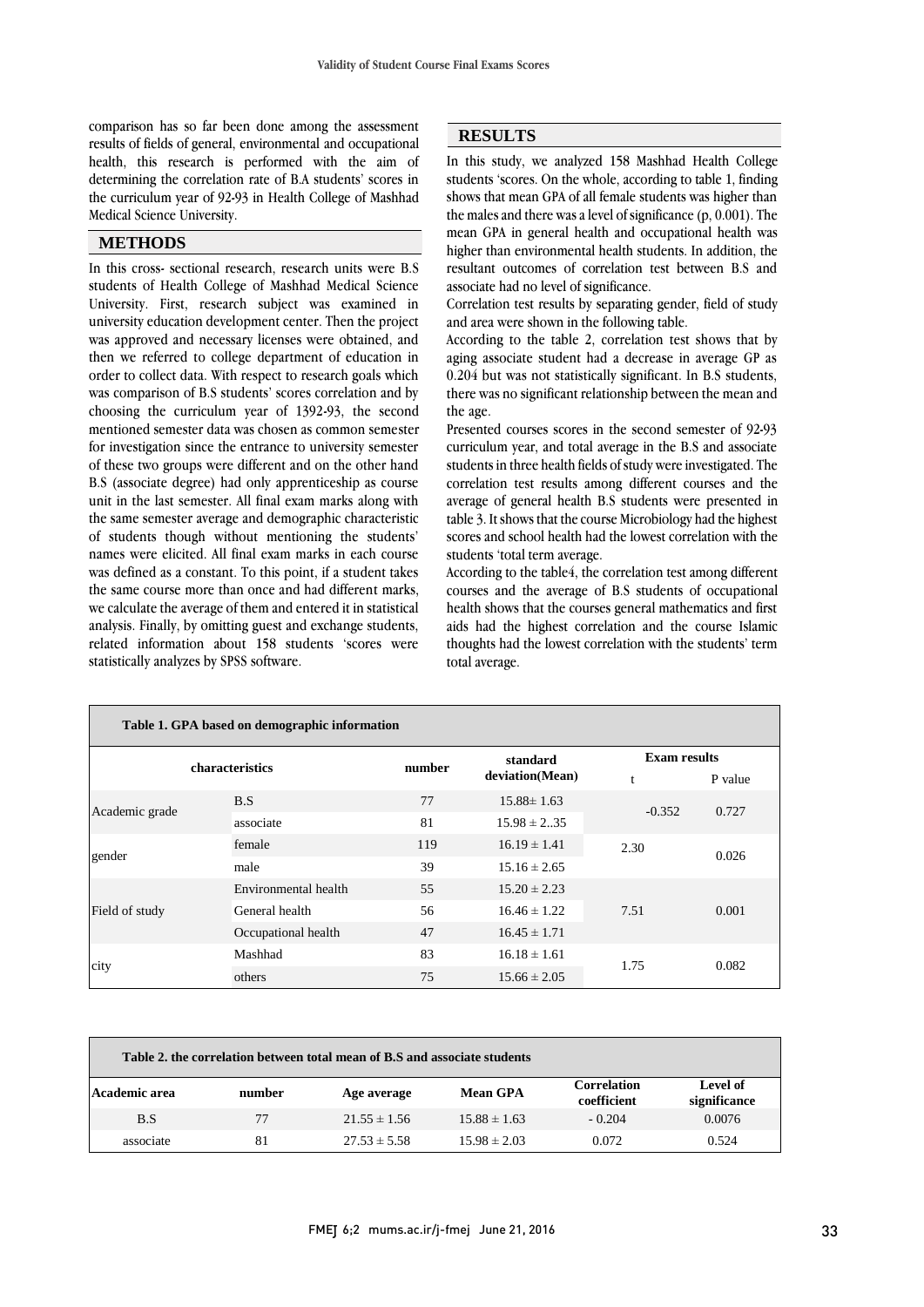comparison has so far been done among the assessment results of fields of general, environmental and occupational health, this research is performed with the aim of determining the correlation rate of B.A students' scores in the curriculum year of 92-93 in Health College of Mashhad Medical Science University.

## METHODS

In this cross- sectional research, research units were B.S students of Health College of Mashhad Medical Science University. First, research subject was examined in university education development center. Then the project was approved and necessary licenses were obtained, and then we referred to college department of education in order to collect data. With respect to research goals which was comparison of B.S students' scores correlation and by choosing the curriculum year of 1392-93, the second mentioned semester data was chosen as common semester for investigation since the entrance to university semester of these two groups were different and on the other hand B.S (associate degree) had only apprenticeship as course unit in the last semester. All final exam marks along with the same semester average and demographic characteristic of students though without mentioning the students' names were elicited. All final exam marks in each course was defined as a constant. To this point, if a student takes the same course more than once and had different marks, we calculate the average of them and entered it in statistical analysis. Finally, by omitting guest and exchange students, related information about 158 students 'scores were statistically analyzes by SPSS software.

## RESULTS

In this study, we analyzed 158 Mashhad Health College students 'scores. On the whole, according to table 1, finding shows that mean GPA of all female students was higher than the males and there was a level of significance (p, 0.001). The mean GPA in general health and occupational health was higher than environmental health students. In addition, the resultant outcomes of correlation test between B.S and associate had no level of significance.

Correlation test results by separating gender, field of study and area were shown in the following table.

According to the table 2, correlation test shows that by aging associate student had a decrease in average GP as 0.204 but was not statistically significant. In B.S students, there was no significant relationship between the mean and the age.

Presented courses scores in the second semester of 92-93 curriculum year, and total average in the B.S and associate students in three health fields of study were investigated. The correlation test results among different courses and the average of general health B.S students were presented in table 3. It shows that the course Microbiology had the highest scores and school health had the lowest correlation with the students 'total term average.

According to the table4, the correlation test among different courses and the average of B.S students of occupational health shows that the courses general mathematics and first aids had the highest correlation and the course Islamic thoughts had the lowest correlation with the students' term total average.

**Table 1. GPA based on demographic information**

| characteristics | | number | standard deviation(Mean) | Exam results | |
|---|---|---|---|---|---|
| | | | | t | P value |
| Academic grade | B.S | 77 | 15.88± 1.63 | -0.352 | 0.727 |
| | associate | 81 | 15.98 ± 2..35 | | |
| gender | female | 119 | 16.19 ± 1.41 | 2.30 | 0.026 |
| | male | 39 | 15.16 ± 2.65 | | |
| Field of study | Environmental health | 55 | 15.20 ± 2.23 | 7.51 | 0.001 |
| | General health | 56 | 16.46 ± 1.22 | | |
| | Occupational health | 47 | 16.45 ± 1.71 | | |
| city | Mashhad | 83 | 16.18 ± 1.61 | 1.75 | 0.082 |
| | others | 75 | 15.66 ± 2.05 | | |

**Table 2. the correlation between total mean of B.S and associate students**

| Academic area | number | Age average | Mean GPA | Correlation coefficient | Level of significance |
|---|---|---|---|---|---|
| B.S | 77 | 21.55 ± 1.56 | 15.88 ± 1.63 | - 0.204 | 0.0076 |
| associate | 81 | 27.53 ± 5.58 | 15.98 ± 2.03 | 0.072 | 0.524 |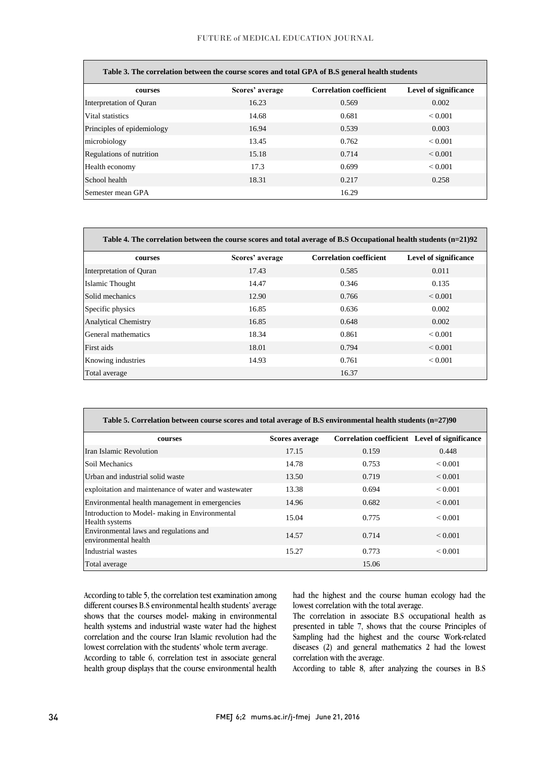**Table 3. The correlation between the course scores and total GPA of B.S general health students**

| courses | Scores' average | Correlation coefficient | Level of significance |
|---|---|---|---|
| Interpretation of Quran | 16.23 | 0.569 | 0.002 |
| Vital statistics | 14.68 | 0.681 | < 0.001 |
| Principles of epidemiology | 16.94 | 0.539 | 0.003 |
| microbiology | 13.45 | 0.762 | < 0.001 |
| Regulations of nutrition | 15.18 | 0.714 | < 0.001 |
| Health economy | 17.3 | 0.699 | < 0.001 |
| School health | 18.31 | 0.217 | 0.258 |
| Semester mean GPA | | 16.29 | |

**Table 4. The correlation between the course scores and total average of B.S Occupational health students (n=21)92**

| courses | Scores' average | Correlation coefficient | Level of significance |
|---|---|---|---|
| Interpretation of Quran | 17.43 | 0.585 | 0.011 |
| Islamic Thought | 14.47 | 0.346 | 0.135 |
| Solid mechanics | 12.90 | 0.766 | < 0.001 |
| Specific physics | 16.85 | 0.636 | 0.002 |
| Analytical Chemistry | 16.85 | 0.648 | 0.002 |
| General mathematics | 18.34 | 0.861 | < 0.001 |
| First aids | 18.01 | 0.794 | < 0.001 |
| Knowing industries | 14.93 | 0.761 | < 0.001 |
| Total average | | 16.37 | |

**Table 5. Correlation between course scores and total average of B.S environmental health students (n=27)90**

| courses | Scores average | Correlation coefficient | Level of significance |
|---|---|---|---|
| Iran Islamic Revolution | 17.15 | 0.159 | 0.448 |
| Soil Mechanics | 14.78 | 0.753 | < 0.001 |
| Urban and industrial solid waste | 13.50 | 0.719 | < 0.001 |
| exploitation and maintenance of water and wastewater | 13.38 | 0.694 | < 0.001 |
| Environmental health management in emergencies | 14.96 | 0.682 | < 0.001 |
| Introduction to Model- making in Environmental Health systems | 15.04 | 0.775 | < 0.001 |
| Environmental laws and regulations and environmental health | 14.57 | 0.714 | < 0.001 |
| Industrial wastes | 15.27 | 0.773 | < 0.001 |
| Total average | | 15.06 | |

According to table 5, the correlation test examination among different courses B.S environmental health students' average shows that the courses model- making in environmental health systems and industrial waste water had the highest correlation and the course Iran Islamic revolution had the lowest correlation with the students' whole term average.

According to table 6, correlation test in associate general health group displays that the course environmental health had the highest and the course human ecology had the lowest correlation with the total average.

The correlation in associate B.S occupational health as presented in table 7, shows that the course Principles of Sampling had the highest and the course Work-related diseases (2) and general mathematics 2 had the lowest correlation with the average.

According to table 8, after analyzing the courses in B.S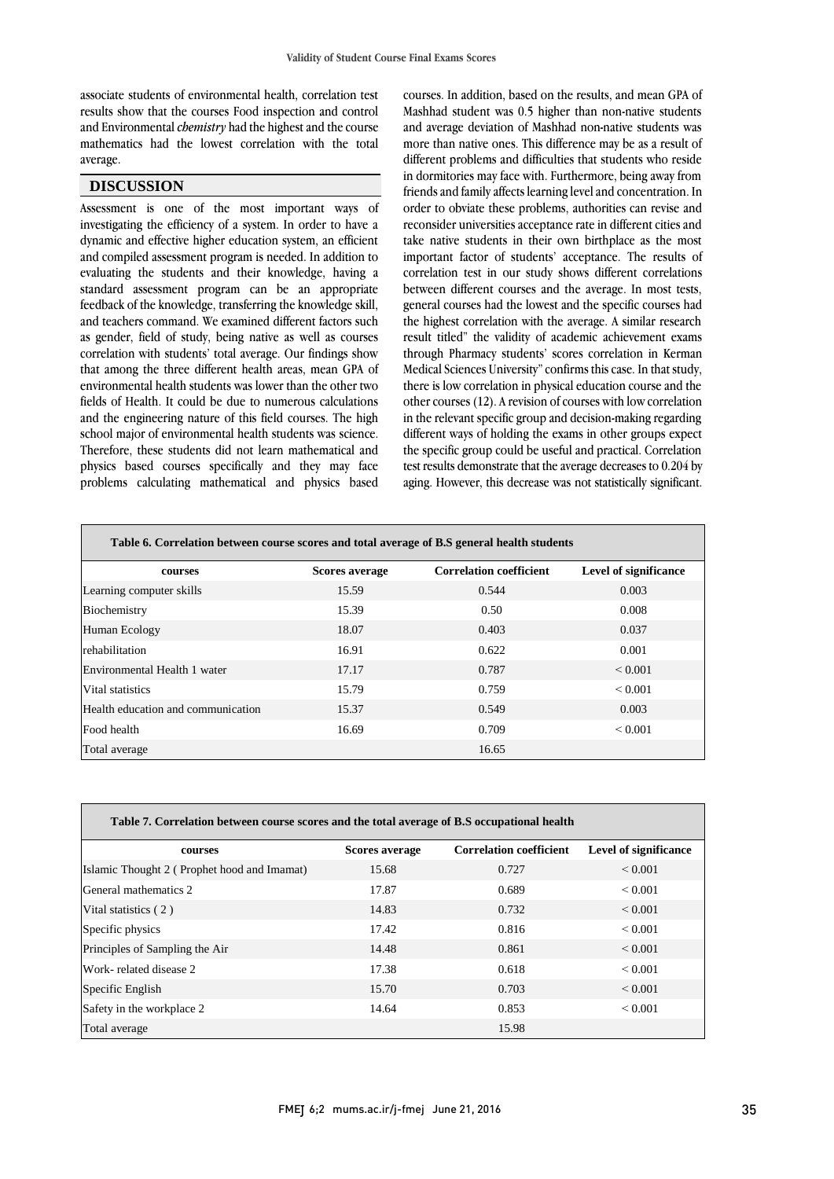associate students of environmental health, correlation test results show that the courses Food inspection and control and Environmental *chemistry* had the highest and the course mathematics had the lowest correlation with the total average.

## DISCUSSION

Assessment is one of the most important ways of investigating the efficiency of a system. In order to have a dynamic and effective higher education system, an efficient and compiled assessment program is needed. In addition to evaluating the students and their knowledge, having a standard assessment program can be an appropriate feedback of the knowledge, transferring the knowledge skill, and teachers command. We examined different factors such as gender, field of study, being native as well as courses correlation with students' total average. Our findings show that among the three different health areas, mean GPA of environmental health students was lower than the other two fields of Health. It could be due to numerous calculations and the engineering nature of this field courses. The high school major of environmental health students was science. Therefore, these students did not learn mathematical and physics based courses specifically and they may face problems calculating mathematical and physics based courses. In addition, based on the results, and mean GPA of Mashhad student was 0.5 higher than non-native students and average deviation of Mashhad non-native students was more than native ones. This difference may be as a result of different problems and difficulties that students who reside in dormitories may face with. Furthermore, being away from friends and family affects learning level and concentration. In order to obviate these problems, authorities can revise and reconsider universities acceptance rate in different cities and take native students in their own birthplace as the most important factor of students' acceptance. The results of correlation test in our study shows different correlations between different courses and the average. In most tests, general courses had the lowest and the specific courses had the highest correlation with the average. A similar research result titled" the validity of academic achievement exams through Pharmacy students' scores correlation in Kerman Medical Sciences University" confirms this case. In that study, there is low correlation in physical education course and the other courses (12). A revision of courses with low correlation in the relevant specific group and decision-making regarding different ways of holding the exams in other groups expect the specific group could be useful and practical. Correlation test results demonstrate that the average decreases to 0.204 by aging. However, this decrease was not statistically significant.

**Table 6. Correlation between course scores and total average of B.S general health students**

| courses | Scores average | Correlation coefficient | Level of significance |
|---|---|---|---|
| Learning computer skills | 15.59 | 0.544 | 0.003 |
| Biochemistry | 15.39 | 0.50 | 0.008 |
| Human Ecology | 18.07 | 0.403 | 0.037 |
| rehabilitation | 16.91 | 0.622 | 0.001 |
| Environmental Health 1 water | 17.17 | 0.787 | < 0.001 |
| Vital statistics | 15.79 | 0.759 | < 0.001 |
| Health education and communication | 15.37 | 0.549 | 0.003 |
| Food health | 16.69 | 0.709 | < 0.001 |
| Total average | | 16.65 | |

**Table 7. Correlation between course scores and the total average of B.S occupational health**

| courses | Scores average | Correlation coefficient | Level of significance |
|---|---|---|---|
| Islamic Thought 2 ( Prophet hood and Imamat) | 15.68 | 0.727 | < 0.001 |
| General mathematics 2 | 17.87 | 0.689 | < 0.001 |
| Vital statistics ( 2 ) | 14.83 | 0.732 | < 0.001 |
| Specific physics | 17.42 | 0.816 | < 0.001 |
| Principles of Sampling the Air | 14.48 | 0.861 | < 0.001 |
| Work- related disease 2 | 17.38 | 0.618 | < 0.001 |
| Specific English | 15.70 | 0.703 | < 0.001 |
| Safety in the workplace 2 | 14.64 | 0.853 | < 0.001 |
| Total average | | 15.98 | |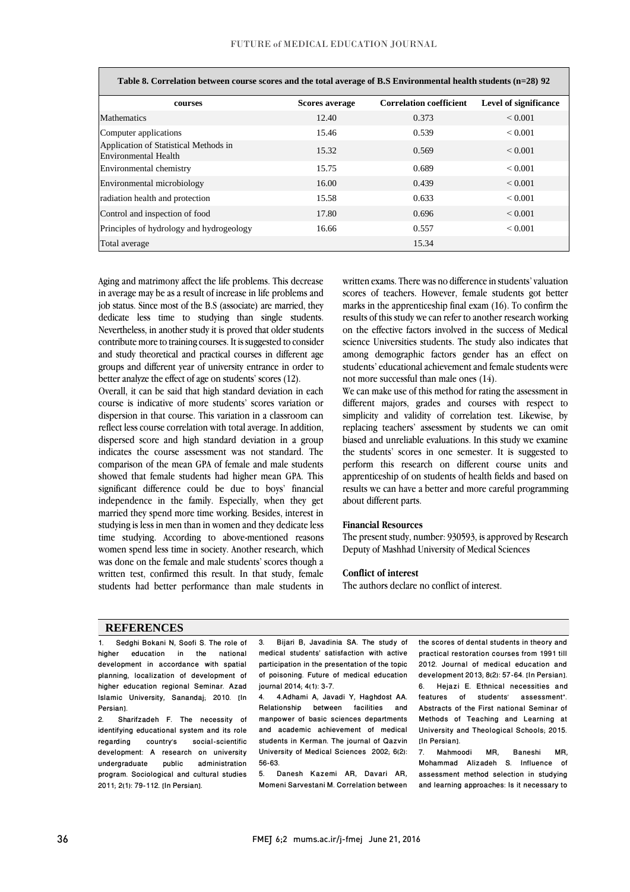**Table 8. Correlation between course scores and the total average of B.S Environmental health students (n=28) 92**

| courses | Scores average | Correlation coefficient | Level of significance |
|---|---|---|---|
| Mathematics | 12.40 | 0.373 | < 0.001 |
| Computer applications | 15.46 | 0.539 | < 0.001 |
| Application of Statistical Methods in Environmental Health | 15.32 | 0.569 | < 0.001 |
| Environmental chemistry | 15.75 | 0.689 | < 0.001 |
| Environmental microbiology | 16.00 | 0.439 | < 0.001 |
| radiation health and protection | 15.58 | 0.633 | < 0.001 |
| Control and inspection of food | 17.80 | 0.696 | < 0.001 |
| Principles of hydrology and hydrogeology | 16.66 | 0.557 | < 0.001 |
| Total average | | 15.34 | |

Aging and matrimony affect the life problems. This decrease in average may be as a result of increase in life problems and job status. Since most of the B.S (associate) are married, they dedicate less time to studying than single students. Nevertheless, in another study it is proved that older students contribute more to training courses. It is suggested to consider and study theoretical and practical courses in different age groups and different year of university entrance in order to better analyze the effect of age on students' scores (12).

Overall, it can be said that high standard deviation in each course is indicative of more students' scores variation or dispersion in that course. This variation in a classroom can reflect less course correlation with total average. In addition, dispersed score and high standard deviation in a group indicates the course assessment was not standard. The comparison of the mean GPA of female and male students showed that female students had higher mean GPA. This significant difference could be due to boys' financial independence in the family. Especially, when they get married they spend more time working. Besides, interest in studying is less in men than in women and they dedicate less time studying. According to above-mentioned reasons women spend less time in society. Another research, which was done on the female and male students' scores though a written test, confirmed this result. In that study, female students had better performance than male students in written exams. There was no difference in students' valuation scores of teachers. However, female students got better marks in the apprenticeship final exam (16). To confirm the results of this study we can refer to another research working on the effective factors involved in the success of Medical science Universities students. The study also indicates that among demographic factors gender has an effect on students' educational achievement and female students were not more successful than male ones (14).

We can make use of this method for rating the assessment in different majors, grades and courses with respect to simplicity and validity of correlation test. Likewise, by replacing teachers' assessment by students we can omit biased and unreliable evaluations. In this study we examine the students' scores in one semester. It is suggested to perform this research on different course units and apprenticeship of on students of health fields and based on results we can have a better and more careful programming about different parts.

**Financial Resources**

The present study, number: 930593, is approved by Research Deputy of Mashhad University of Medical Sciences

**Conflict of interest**

The authors declare no conflict of interest.

## REFERENCES

1. Sedghi Bokani N, Soofi S. The role of higher education in the national development in accordance with spatial planning, localization of development of higher education regional Seminar. Azad Islamic University, Sanandaj; 2010. [In Persian].
2. Sharifzadeh F. The necessity of identifying educational system and its role regarding country's social-scientific development: A research on university undergraduate public administration program. Sociological and cultural studies 2011; 2(1): 79-112. [In Persian].
3. Bijari B, Javadinia SA. The study of medical students' satisfaction with active participation in the presentation of the topic of poisoning. Future of medical education journal 2014; 4(1): 3-7.
4. 4.Adhami A, Javadi Y, Haghdost AA. Relationship between facilities and manpower of basic sciences departments and academic achievement of medical students in Kerman. The journal of Qazvin University of Medical Sciences 2002; 6(2): 56-63.
5. Danesh Kazemi AR, Davari AR, Momeni Sarvestani M. Correlation between the scores of dental students in theory and practical restoration courses from 1991 till 2012. Journal of medical education and development 2013; 8(2): 57-64. [In Persian].
6. Hejazi E. Ethnical necessities and features of students' assessment". Abstracts of the First national Seminar of Methods of Teaching and Learning at University and Theological Schools; 2015. [In Persian].
7. Mahmoodi MR, Baneshi MR, Mohammad Alizadeh S. Influence of assessment method selection in studying and learning approaches: Is it necessary to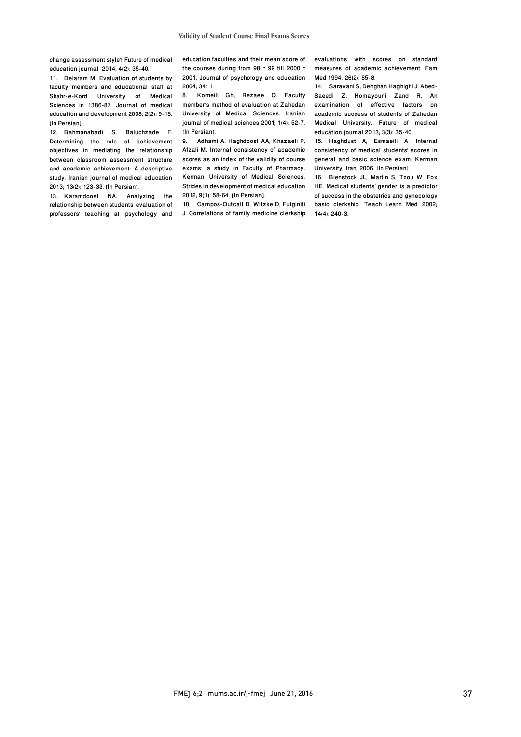change assessment style? Future of medical education journal 2014; 4(2): 35-40.

11. Delaram M. Evaluation of students by faculty members and educational staff at Shahr-e-Kord University of Medical Sciences in 1386-87. Journal of medical education and development 2008; 2(2): 9-15. [In Persian].

12. Bahmanabadi S, Baluchzade F. Determining the role of achievement objectives in mediating the relationship between classroom assessment structure and academic achievement: A descriptive study. Iranian journal of medical education 2013; 13(2): 123-33. [In Persian].

13. Karamdoost NA. Analyzing the relationship between students' evaluation of professors' teaching at psychology and education faculties and their mean score of the courses during from 98 - 99 till 2000 - 2001. Journal of psychology and education 2004; 34: 1.

8. Komeili Gh, Rezaee Q. Faculty member's method of evaluation at Zahedan University of Medical Sciences. Iranian journal of medical sciences 2001; 1(4): 52-7. [In Persian].

9. Adhami A, Haghdoost AA, Khazaeli P, Afzali M. Internal consistency of academic scores as an index of the validity of course exams: a study in Faculty of Pharmacy, Kerman University of Medical Sciences. Strides in development of medical education 2012; 9(1): 58-64. [In Persian].

10. Campos-Outcalt D, Witzke D, Fulginiti J. Correlations of family medicine clerkship evaluations with scores on standard measures of academic achievement. Fam Med 1994; 26(2): 85-8.

14. Saravani S, Dehghan Haghighi J, Abed-Saeedi Z, Homayouni Zand R. An examination of effective factors on academic success of students of Zahedan Medical University. Future of medical education journal 2013; 3(3): 35-40.

15. Haghdust A, Esmaeili A. Internal consistency of medical students' scores in general and basic science exam, Kerman University, Iran, 2006. [In Persian].

16. Bienstock JL, Martin S, Tzou W, Fox HE. Medical students' gender is a predictor of success in the obstetrics and gynecology basic clerkship. Teach Learn Med 2002; 14(4): 240-3.